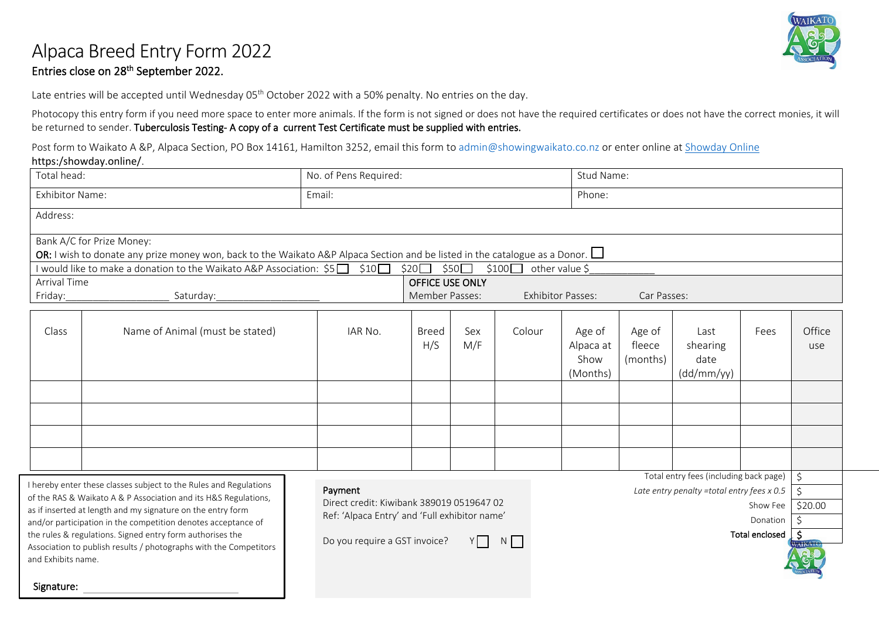# Alpaca Breed Entry Form 2022

**Entries close on 28th September 2022.**

Late entries will be accepted until Wednesday 05th October 2022 with a 50% penalty. No entries on the day.

Photocopy this entry form if you need more space to enter more animals. If the form is not signed or does not have the required certificates or does not have the correct monies, it will be returned to sender. **Tuberculosis Testing- A copy of a current Test Certificate must be supplied with entries.**

Post form to Waikato A &P, Alpaca Section, PO Box 14161, Hamilton 3252, email this form to admin@showingwaikato.co.nz or enter online at Showday Online https:/showday.online/.

| Total head: | No. of Pens Required: | Stud Name: |
|---|---|---|
| Exhibitor Name: | Email: | Phone: |
| Address: | | |
| Bank A/C for Prize Money: **OR:** I wish to donate any prize money won, back to the Waikato A&P Alpaca Section and be listed in the catalogue as a Donor. ☐ | | |
| I would like to make a donation to the Waikato A&P Association: $5 ☐ $10 ☐ $20 ☐ $50 ☐ $100 ☐ other value $___________ | | |
| Arrival Time Friday:________________ Saturday:________________ | **OFFICE USE ONLY** Member Passes: Exhibitor Passes: Car Passes: | |

| Class | Name of Animal (must be stated) | IAR No. | Breed H/S | Sex M/F | Colour | Age of Alpaca at Show (Months) | Age of fleece (months) | Last shearing date (dd/mm/yy) | Fees | Office use |
|---|---|---|---|---|---|---|---|---|---|---|
| | | | | | | | | | | |
| | | | | | | | | | | |
| | | | | | | | | | | |
| | | | | | | | | | | |

I hereby enter these classes subject to the Rules and Regulations of the RAS & Waikato A & P Association and its H&S Regulations, as if inserted at length and my signature on the entry form and/or participation in the competition denotes acceptance of the rules & regulations. Signed entry form authorises the Association to publish results / photographs with the Competitors and Exhibits name.

**Signature:** ____________________________

**Payment**

Direct credit: Kiwibank 389019 0519647 02

Ref: 'Alpaca Entry' and 'Full exhibitor name'

Do you require a GST invoice? Y ☐ N ☐

| | |
|---|---|
| Total entry fees (including back page) | $ |
| *Late entry penalty =total entry fees x 0.5* | $ |
| Show Fee | $20.00 |
| Donation | $ |
| **Total enclosed** | **$** |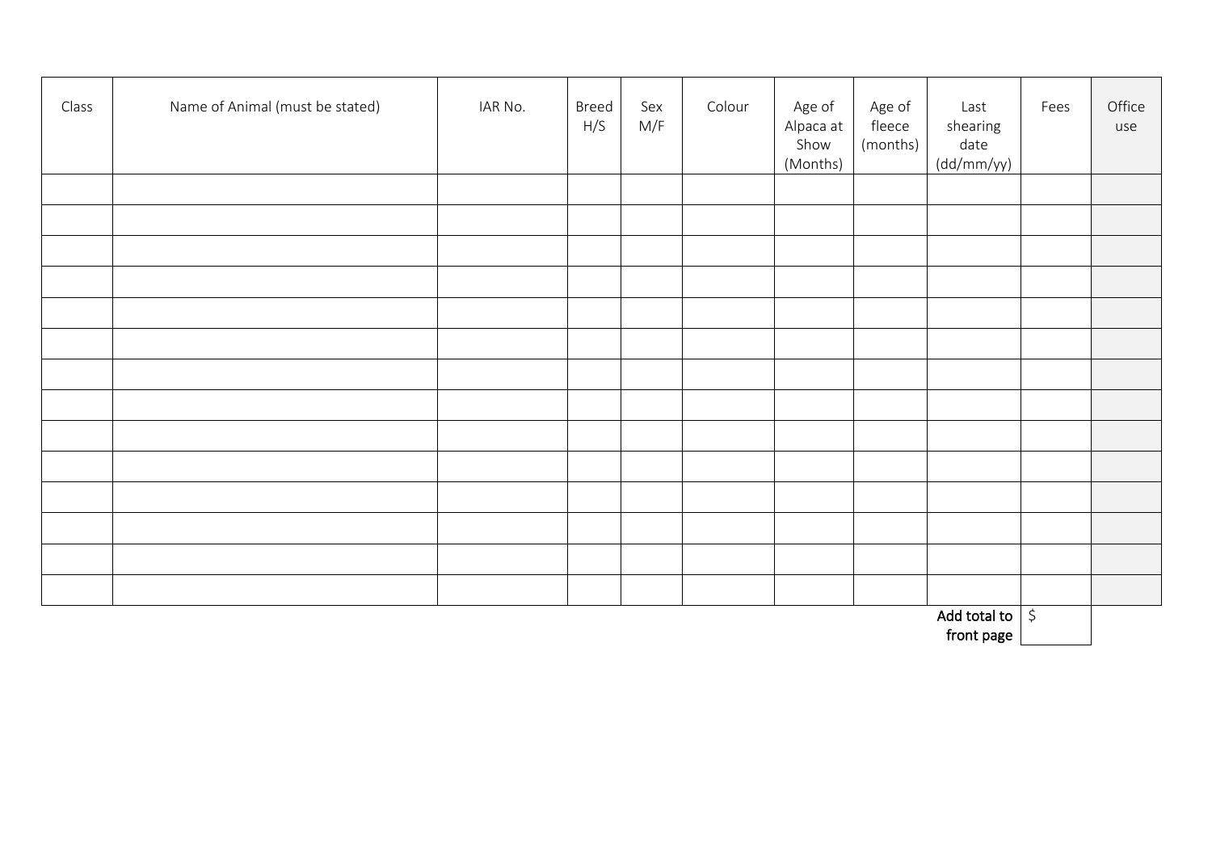| Class | Name of Animal (must be stated) | IAR No. | Breed H/S | Sex M/F | Colour | Age of Alpaca at Show (Months) | Age of fleece (months) | Last shearing date (dd/mm/yy) | Fees | Office use |
|---|---|---|---|---|---|---|---|---|---|---|
| | | | | | | | | | | |
| | | | | | | | | | | |
| | | | | | | | | | | |
| | | | | | | | | | | |
| | | | | | | | | | | |
| | | | | | | | | | | |
| | | | | | | | | | | |
| | | | | | | | | | | |
| | | | | | | | | | | |
| | | | | | | | | | | |
| | | | | | | | | | | |
| | | | | | | | | | | |
| | | | | | | | | | | |
| | | | | | | | | | | |
| | | | | | | | | **Add total to front page** | $ | |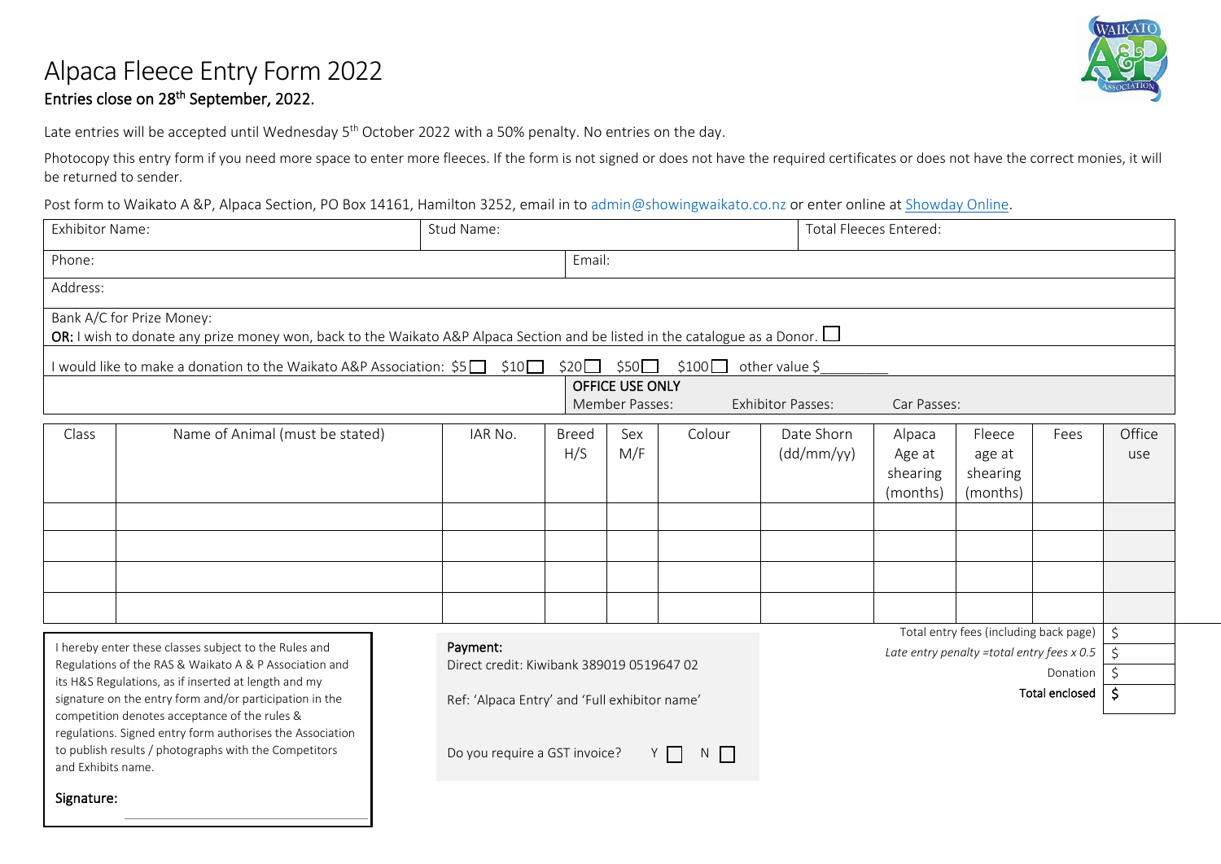# Alpaca Fleece Entry Form 2022

**Entries close on 28th September, 2022.**

Late entries will be accepted until Wednesday 5th October 2022 with a 50% penalty. No entries on the day.

Photocopy this entry form if you need more space to enter more fleeces. If the form is not signed or does not have the required certificates or does not have the correct monies, it will be returned to sender.

Post form to Waikato A &P, Alpaca Section, PO Box 14161, Hamilton 3252, email in to admin@showingwaikato.co.nz or enter online at Showday Online.

| Exhibitor Name: | Stud Name: | Total Fleeces Entered: |
|---|---|---|
| Phone: | Email: | |
| Address: | | |
| Bank A/C for Prize Money:<br>**OR:** I wish to donate any prize money won, back to the Waikato A&P Alpaca Section and be listed in the catalogue as a Donor. ☐ | | |
| I would like to make a donation to the Waikato A&P Association: $5 ☐ $10 ☐ $20 ☐ $50 ☐ $100 ☐ other value $________ | | |
| | **OFFICE USE ONLY**<br>Member Passes: Exhibitor Passes: Car Passes: | |

| Class | Name of Animal (must be stated) | IAR No. | Breed H/S | Sex M/F | Colour | Date Shorn (dd/mm/yy) | Alpaca Age at shearing (months) | Fleece age at shearing (months) | Fees | Office use |
|---|---|---|---|---|---|---|---|---|---|---|
| | | | | | | | | | | |
| | | | | | | | | | | |
| | | | | | | | | | | |
| | | | | | | | | | | |

| | |
|---|---|
| Total entry fees (including back page) | $ |
| *Late entry penalty =total entry fees x 0.5* | $ |
| Donation | $ |
| **Total enclosed** | **$** |

I hereby enter these classes subject to the Rules and Regulations of the RAS & Waikato A & P Association and its H&S Regulations, as if inserted at length and my signature on the entry form and/or participation in the competition denotes acceptance of the rules & regulations. Signed entry form authorises the Association to publish results / photographs with the Competitors and Exhibits name.

**Signature:** ______________________________

**Payment:**

Direct credit: Kiwibank 389019 0519647 02

Ref: 'Alpaca Entry' and 'Full exhibitor name'

Do you require a GST invoice? Y ☐ N ☐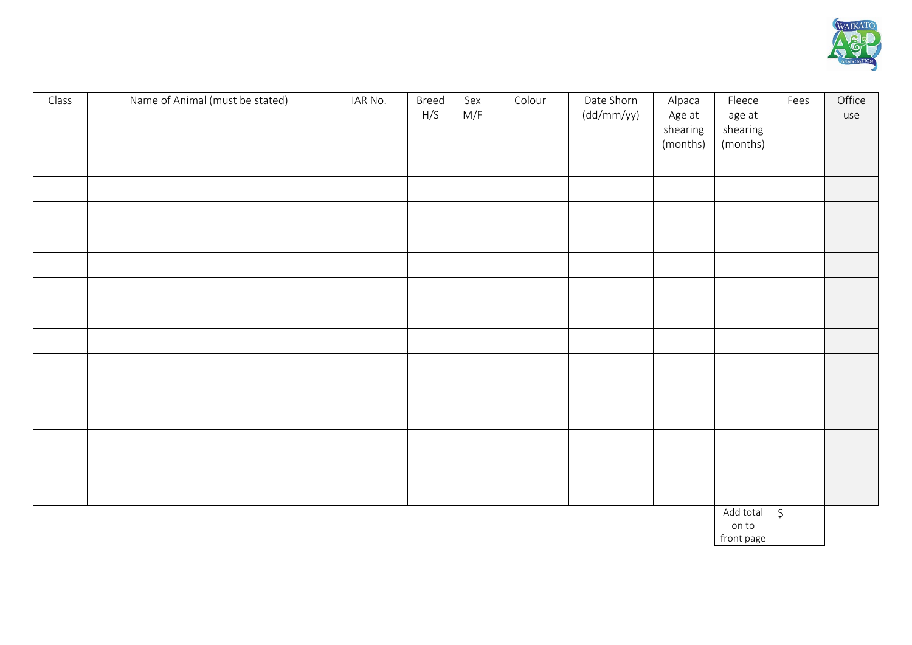| Class | Name of Animal (must be stated) | IAR No. | Breed H/S | Sex M/F | Colour | Date Shorn (dd/mm/yy) | Alpaca Age at shearing (months) | Fleece age at shearing (months) | Fees | Office use |
|---|---|---|---|---|---|---|---|---|---|---|
| | | | | | | | | | | |
| | | | | | | | | | | |
| | | | | | | | | | | |
| | | | | | | | | | | |
| | | | | | | | | | | |
| | | | | | | | | | | |
| | | | | | | | | | | |
| | | | | | | | | | | |
| | | | | | | | | | | |
| | | | | | | | | | | |
| | | | | | | | | | | |
| | | | | | | | | | | |
| | | | | | | | | | | |
| | | | | | | | | | | |
| | | | | | | | | Add total on to front page | $ | |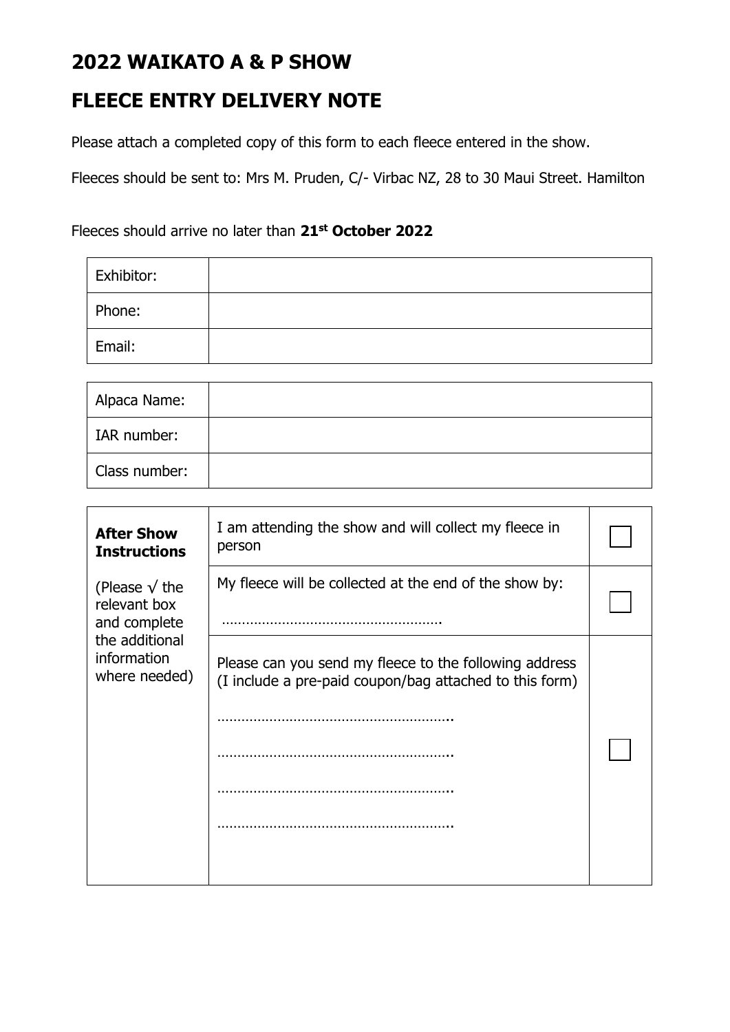## 2022 WAIKATO A & P SHOW

## FLEECE ENTRY DELIVERY NOTE

Please attach a completed copy of this form to each fleece entered in the show.

Fleeces should be sent to: Mrs M. Pruden, C/- Virbac NZ, 28 to 30 Maui Street. Hamilton

Fleeces should arrive no later than **21st October 2022**

| | |
|---|---|
| Exhibitor: | |
| Phone: | |
| Email: | |

| | |
|---|---|
| Alpaca Name: | |
| IAR number: | |
| Class number: | |

| | | |
|---|---|---|
| **After Show Instructions**<br><br>(Please √ the relevant box and complete the additional information where needed) | I am attending the show and will collect my fleece in person | ☐ |
| | My fleece will be collected at the end of the show by:<br><br>………………………………………………. | ☐ |
| | Please can you send my fleece to the following address (I include a pre-paid coupon/bag attached to this form)<br><br>…………………………………………………..<br><br>…………………………………………………..<br><br>…………………………………………………..<br><br>………………………………………………….. | ☐ |